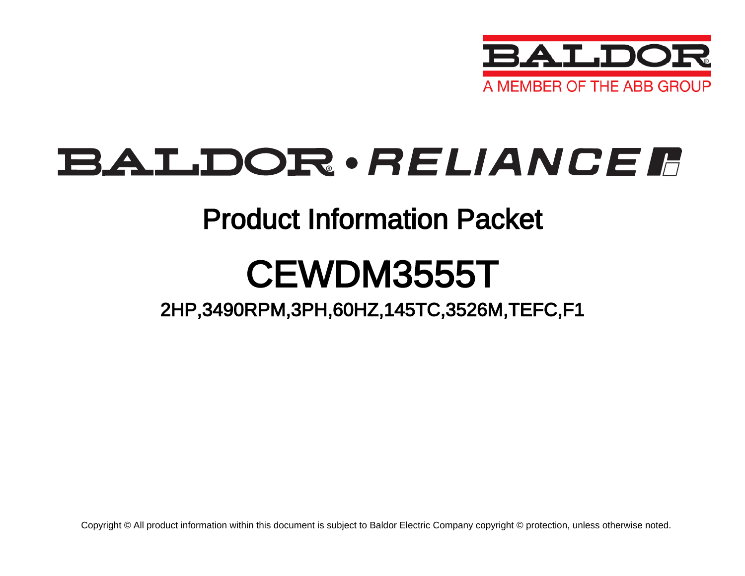BALDOR

A MEMBER OF THE ABB GROUP

BALDOR • RELIANCE

# Product Information Packet

# CEWDM3555T

## 2HP,3490RPM,3PH,60HZ,145TC,3526M,TEFC,F1

Copyright © All product information within this document is subject to Baldor Electric Company copyright © protection, unless otherwise noted.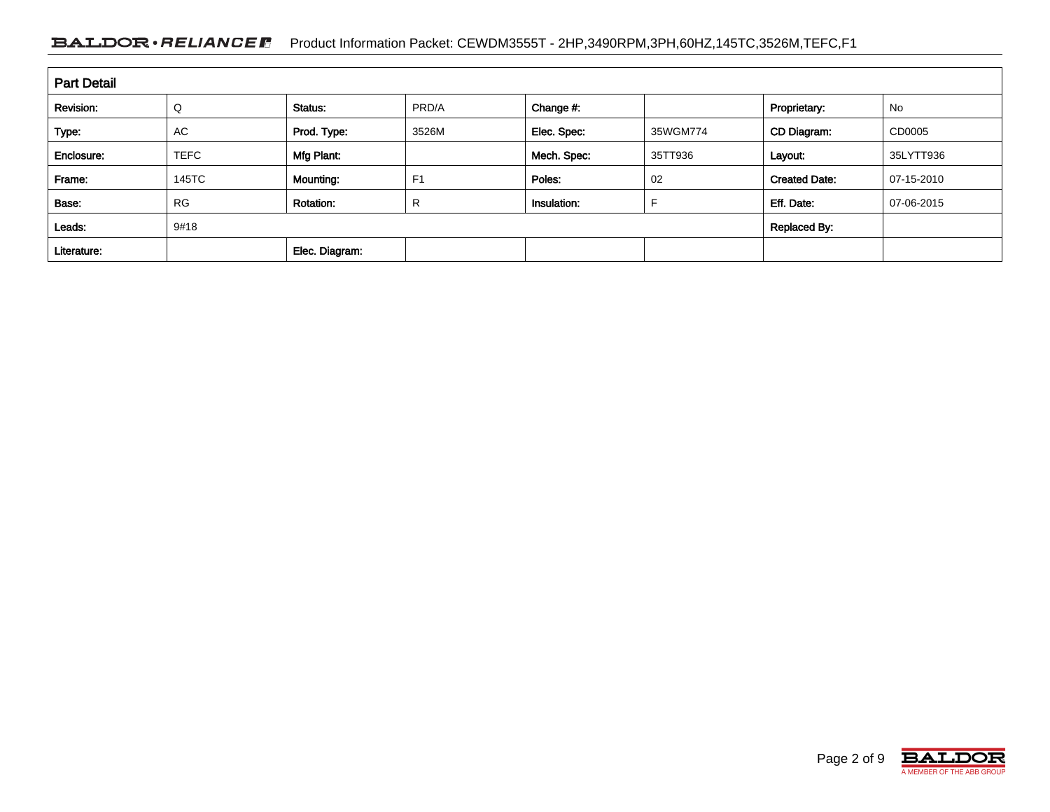## Part Detail

| Revision: | Q | Status: | PRD/A | Change #: | | Proprietary: | No |
|---|---|---|---|---|---|---|---|
| Type: | AC | Prod. Type: | 3526M | Elec. Spec: | 35WGM774 | CD Diagram: | CD0005 |
| Enclosure: | TEFC | Mfg Plant: | | Mech. Spec: | 35TT936 | Layout: | 35LYTT936 |
| Frame: | 145TC | Mounting: | F1 | Poles: | 02 | Created Date: | 07-15-2010 |
| Base: | RG | Rotation: | R | Insulation: | F | Eff. Date: | 07-06-2015 |
| Leads: | 9#18 | | | | | Replaced By: | |
| Literature: | | Elec. Diagram: | | | | | |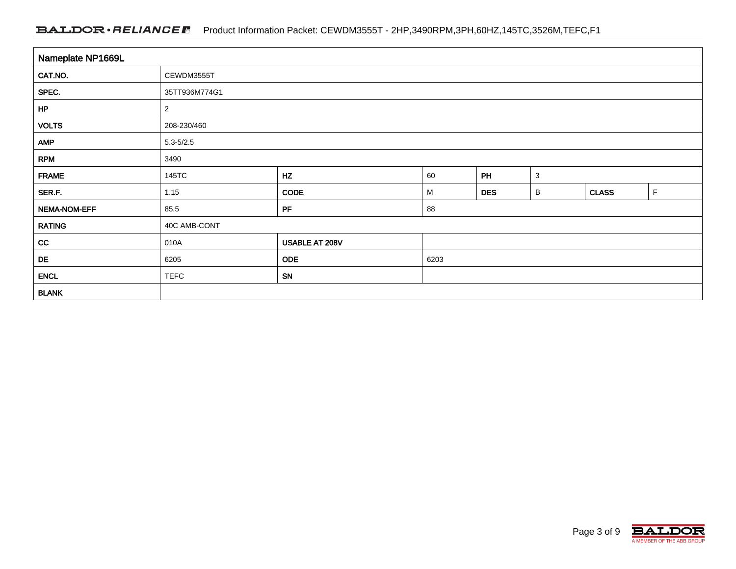| Nameplate NP1669L | | | | | | | |
|---|---|---|---|---|---|---|---|
| CAT.NO. | CEWDM3555T | | | | | | |
| SPEC. | 35TT936M774G1 | | | | | | |
| HP | 2 | | | | | | |
| VOLTS | 208-230/460 | | | | | | |
| AMP | 5.3-5/2.5 | | | | | | |
| RPM | 3490 | | | | | | |
| FRAME | 145TC | HZ | 60 | PH | 3 | | |
| SER.F. | 1.15 | CODE | M | DES | B | CLASS | F |
| NEMA-NOM-EFF | 85.5 | PF | 88 | | | | |
| RATING | 40C AMB-CONT | | | | | | |
| CC | 010A | USABLE AT 208V | | | | | |
| DE | 6205 | ODE | 6203 | | | | |
| ENCL | TEFC | SN | | | | | |
| BLANK | | | | | | | |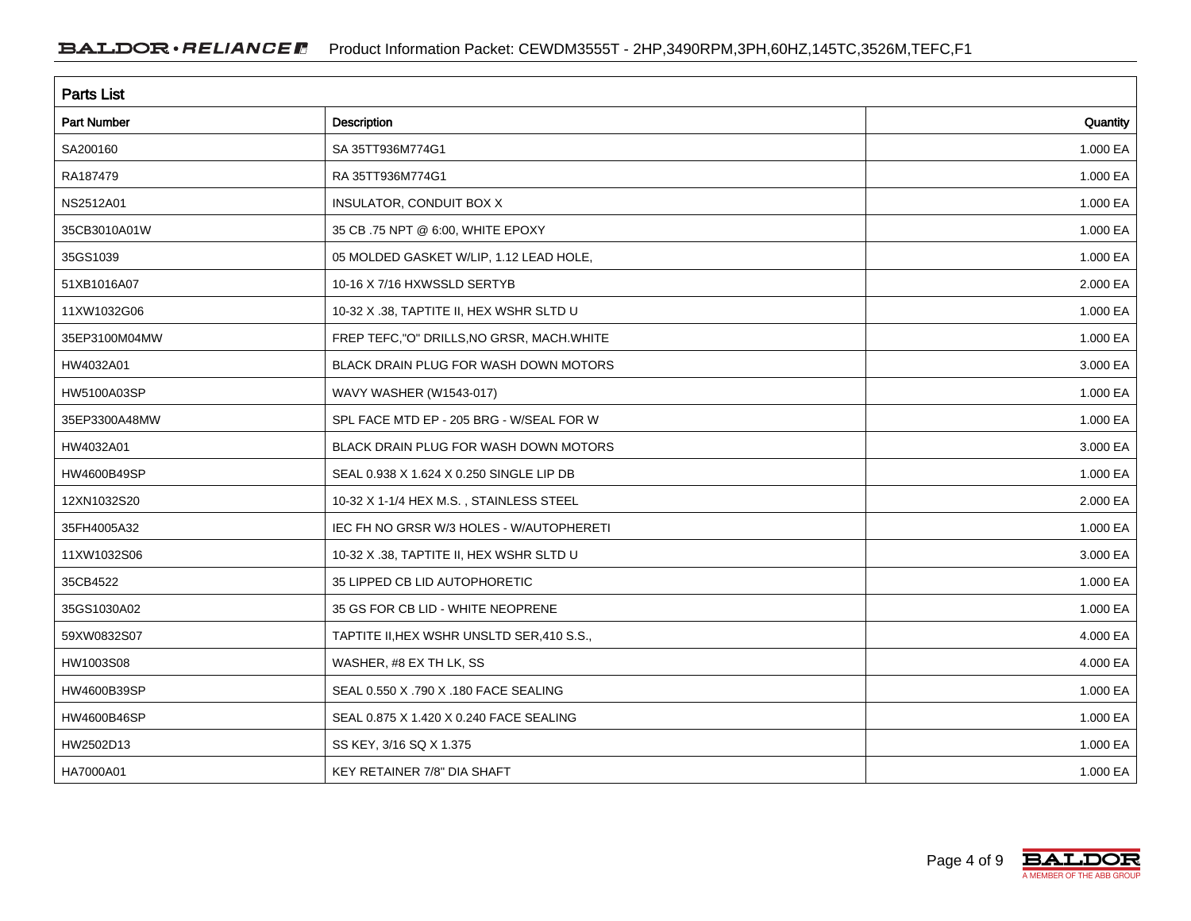## Parts List

| Part Number | Description | Quantity |
| --- | --- | --- |
| SA200160 | SA 35TT936M774G1 | 1.000 EA |
| RA187479 | RA 35TT936M774G1 | 1.000 EA |
| NS2512A01 | INSULATOR, CONDUIT BOX X | 1.000 EA |
| 35CB3010A01W | 35 CB .75 NPT @ 6:00, WHITE EPOXY | 1.000 EA |
| 35GS1039 | 05 MOLDED GASKET W/LIP, 1.12 LEAD HOLE, | 1.000 EA |
| 51XB1016A07 | 10-16 X 7/16 HXWSSLD SERTYB | 2.000 EA |
| 11XW1032G06 | 10-32 X .38, TAPTITE II, HEX WSHR SLTD U | 1.000 EA |
| 35EP3100M04MW | FREP TEFC,"O" DRILLS,NO GRSR, MACH.WHITE | 1.000 EA |
| HW4032A01 | BLACK DRAIN PLUG FOR WASH DOWN MOTORS | 3.000 EA |
| HW5100A03SP | WAVY WASHER (W1543-017) | 1.000 EA |
| 35EP3300A48MW | SPL FACE MTD EP - 205 BRG - W/SEAL FOR W | 1.000 EA |
| HW4032A01 | BLACK DRAIN PLUG FOR WASH DOWN MOTORS | 3.000 EA |
| HW4600B49SP | SEAL 0.938 X 1.624 X 0.250 SINGLE LIP DB | 1.000 EA |
| 12XN1032S20 | 10-32 X 1-1/4 HEX M.S. , STAINLESS STEEL | 2.000 EA |
| 35FH4005A32 | IEC FH NO GRSR W/3 HOLES - W/AUTOPHERETI | 1.000 EA |
| 11XW1032S06 | 10-32 X .38, TAPTITE II, HEX WSHR SLTD U | 3.000 EA |
| 35CB4522 | 35 LIPPED CB LID AUTOPHORETIC | 1.000 EA |
| 35GS1030A02 | 35 GS FOR CB LID - WHITE NEOPRENE | 1.000 EA |
| 59XW0832S07 | TAPTITE II,HEX WSHR UNSLTD SER,410 S.S., | 4.000 EA |
| HW1003S08 | WASHER, #8 EX TH LK, SS | 4.000 EA |
| HW4600B39SP | SEAL 0.550 X .790 X .180 FACE SEALING | 1.000 EA |
| HW4600B46SP | SEAL 0.875 X 1.420 X 0.240 FACE SEALING | 1.000 EA |
| HW2502D13 | SS KEY, 3/16 SQ X 1.375 | 1.000 EA |
| HA7000A01 | KEY RETAINER 7/8" DIA SHAFT | 1.000 EA |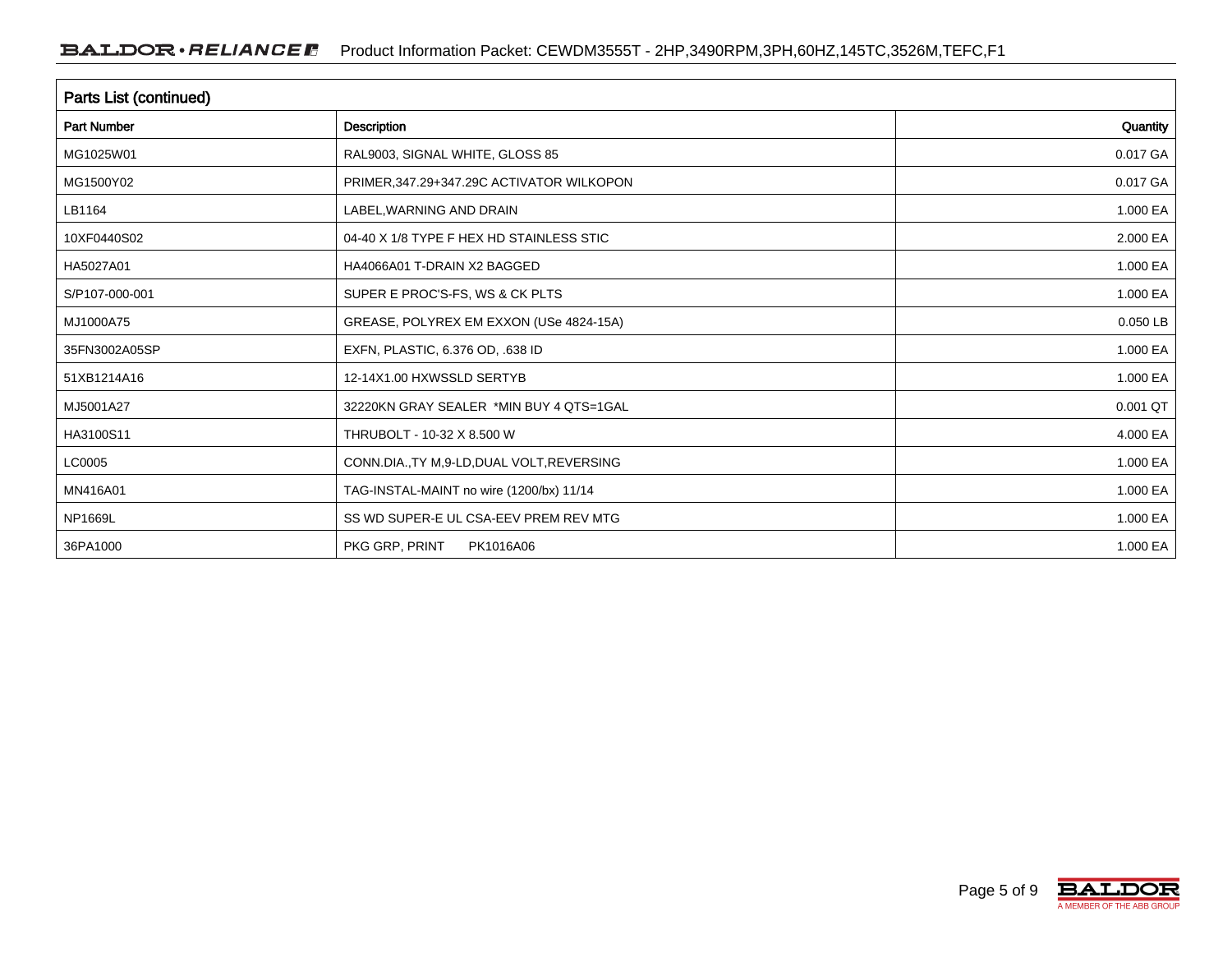## Parts List (continued)

| Part Number | Description | Quantity |
| --- | --- | --- |
| MG1025W01 | RAL9003, SIGNAL WHITE, GLOSS 85 | 0.017 GA |
| MG1500Y02 | PRIMER,347.29+347.29C ACTIVATOR WILKOPON | 0.017 GA |
| LB1164 | LABEL,WARNING AND DRAIN | 1.000 EA |
| 10XF0440S02 | 04-40 X 1/8 TYPE F HEX HD STAINLESS STIC | 2.000 EA |
| HA5027A01 | HA4066A01 T-DRAIN X2 BAGGED | 1.000 EA |
| S/P107-000-001 | SUPER E PROC'S-FS, WS & CK PLTS | 1.000 EA |
| MJ1000A75 | GREASE, POLYREX EM EXXON (USe 4824-15A) | 0.050 LB |
| 35FN3002A05SP | EXFN, PLASTIC, 6.376 OD, .638 ID | 1.000 EA |
| 51XB1214A16 | 12-14X1.00 HXWSSLD SERTYB | 1.000 EA |
| MJ5001A27 | 32220KN GRAY SEALER *MIN BUY 4 QTS=1GAL | 0.001 QT |
| HA3100S11 | THRUBOLT - 10-32 X 8.500 W | 4.000 EA |
| LC0005 | CONN.DIA.,TY M,9-LD,DUAL VOLT,REVERSING | 1.000 EA |
| MN416A01 | TAG-INSTAL-MAINT no wire (1200/bx) 11/14 | 1.000 EA |
| NP1669L | SS WD SUPER-E UL CSA-EEV PREM REV MTG | 1.000 EA |
| 36PA1000 | PKG GRP, PRINT PK1016A06 | 1.000 EA |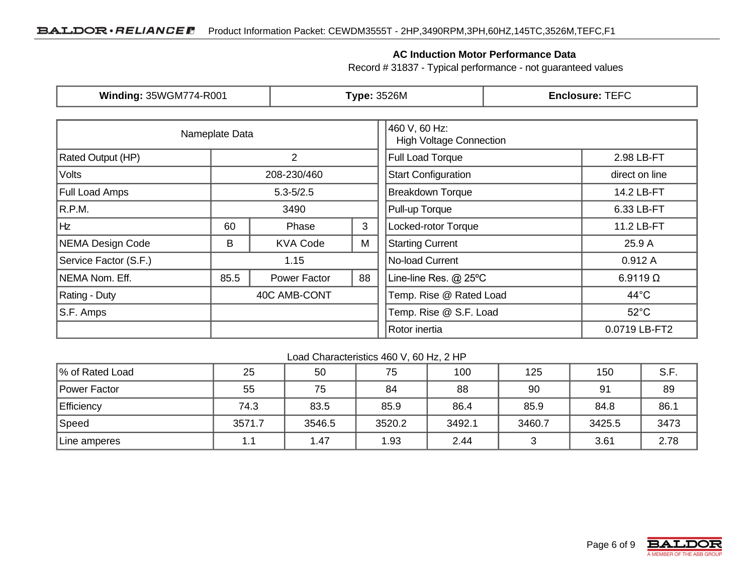## AC Induction Motor Performance Data

Record # 31837 - Typical performance - not guaranteed values

| **Winding:** 35WGM774-R001 | **Type:** 3526M | **Enclosure:** TEFC |
|---|---|---|

| Nameplate Data | | | |
|---|---|---|---|
| Rated Output (HP) | 2 | | |
| Volts | 208-230/460 | | |
| Full Load Amps | 5.3-5/2.5 | | |
| R.P.M. | 3490 | | |
| Hz | 60 | Phase | 3 |
| NEMA Design Code | B | KVA Code | M |
| Service Factor (S.F.) | 1.15 | | |
| NEMA Nom. Eff. | 85.5 | Power Factor | 88 |
| Rating - Duty | 40C AMB-CONT | | |
| S.F. Amps | | | |
| | | | |

| 460 V, 60 Hz: High Voltage Connection | |
|---|---|
| Full Load Torque | 2.98 LB-FT |
| Start Configuration | direct on line |
| Breakdown Torque | 14.2 LB-FT |
| Pull-up Torque | 6.33 LB-FT |
| Locked-rotor Torque | 11.2 LB-FT |
| Starting Current | 25.9 A |
| No-load Current | 0.912 A |
| Line-line Res. @ 25ºC | 6.9119 Ω |
| Temp. Rise @ Rated Load | 44°C |
| Temp. Rise @ S.F. Load | 52°C |
| Rotor inertia | 0.0719 LB-FT2 |

Load Characteristics 460 V, 60 Hz, 2 HP

| % of Rated Load | 25 | 50 | 75 | 100 | 125 | 150 | S.F. |
|---|---|---|---|---|---|---|---|
| Power Factor | 55 | 75 | 84 | 88 | 90 | 91 | 89 |
| Efficiency | 74.3 | 83.5 | 85.9 | 86.4 | 85.9 | 84.8 | 86.1 |
| Speed | 3571.7 | 3546.5 | 3520.2 | 3492.1 | 3460.7 | 3425.5 | 3473 |
| Line amperes | 1.1 | 1.47 | 1.93 | 2.44 | 3 | 3.61 | 2.78 |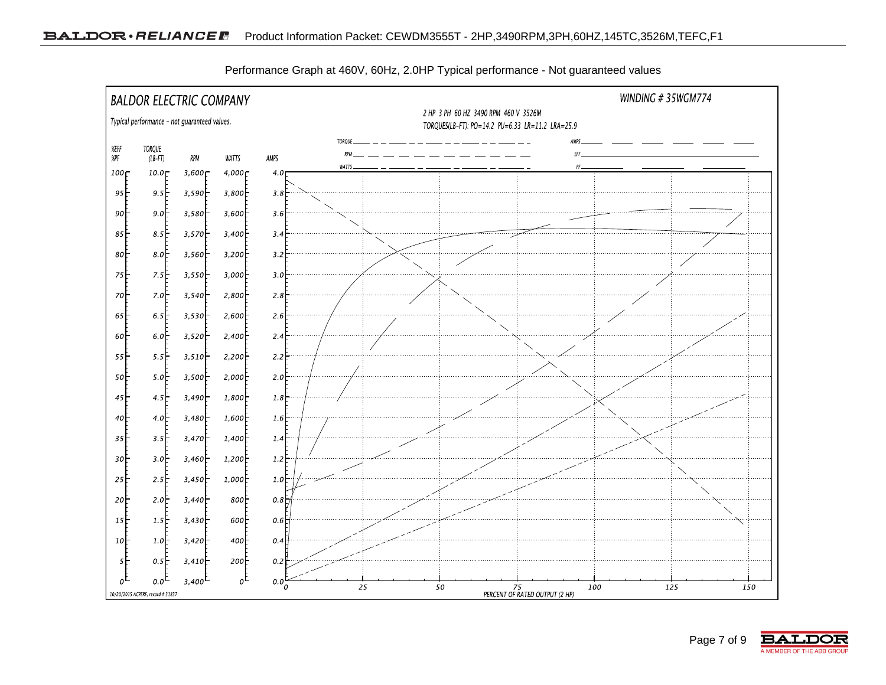Performance Graph at 460V, 60Hz, 2.0HP Typical performance - Not guaranteed values

BALDOR ELECTRIC COMPANY

Typical performance - not guaranteed values.

WINDING # 35WGM774

2 HP 3 PH 60 HZ 3490 RPM 460 V 3526M

TORQUES(LB-FT): PO=14.2 PU=6.33 LR=11.2 LRA=25.9

Legend: TORQUE, RPM, WATTS, AMPS, EFF, PF

| %EFF %PF | TORQUE (LB-FT) | RPM | WATTS | AMPS |
|---|---|---|---|---|
| 100 | 10.0 | 3,600 | 4,000 | 4.0 |
| 95 | 9.5 | 3,590 | 3,800 | 3.8 |
| 90 | 9.0 | 3,580 | 3,600 | 3.6 |
| 85 | 8.5 | 3,570 | 3,400 | 3.4 |
| 80 | 8.0 | 3,560 | 3,200 | 3.2 |
| 75 | 7.5 | 3,550 | 3,000 | 3.0 |
| 70 | 7.0 | 3,540 | 2,800 | 2.8 |
| 65 | 6.5 | 3,530 | 2,600 | 2.6 |
| 60 | 6.0 | 3,520 | 2,400 | 2.4 |
| 55 | 5.5 | 3,510 | 2,200 | 2.2 |
| 50 | 5.0 | 3,500 | 2,000 | 2.0 |
| 45 | 4.5 | 3,490 | 1,800 | 1.8 |
| 40 | 4.0 | 3,480 | 1,600 | 1.6 |
| 35 | 3.5 | 3,470 | 1,400 | 1.4 |
| 30 | 3.0 | 3,460 | 1,200 | 1.2 |
| 25 | 2.5 | 3,450 | 1,000 | 1.0 |
| 20 | 2.0 | 3,440 | 800 | 0.8 |
| 15 | 1.5 | 3,430 | 600 | 0.6 |
| 10 | 1.0 | 3,420 | 400 | 0.4 |
| 5 | 0.5 | 3,410 | 200 | 0.2 |
| 0 | 0.0 | 3,400 | 0 | 0.0 |

PERCENT OF RATED OUTPUT (2 HP): 0, 25, 50, 75, 100, 125, 150

10/20/2015 ACPERF, record # 31837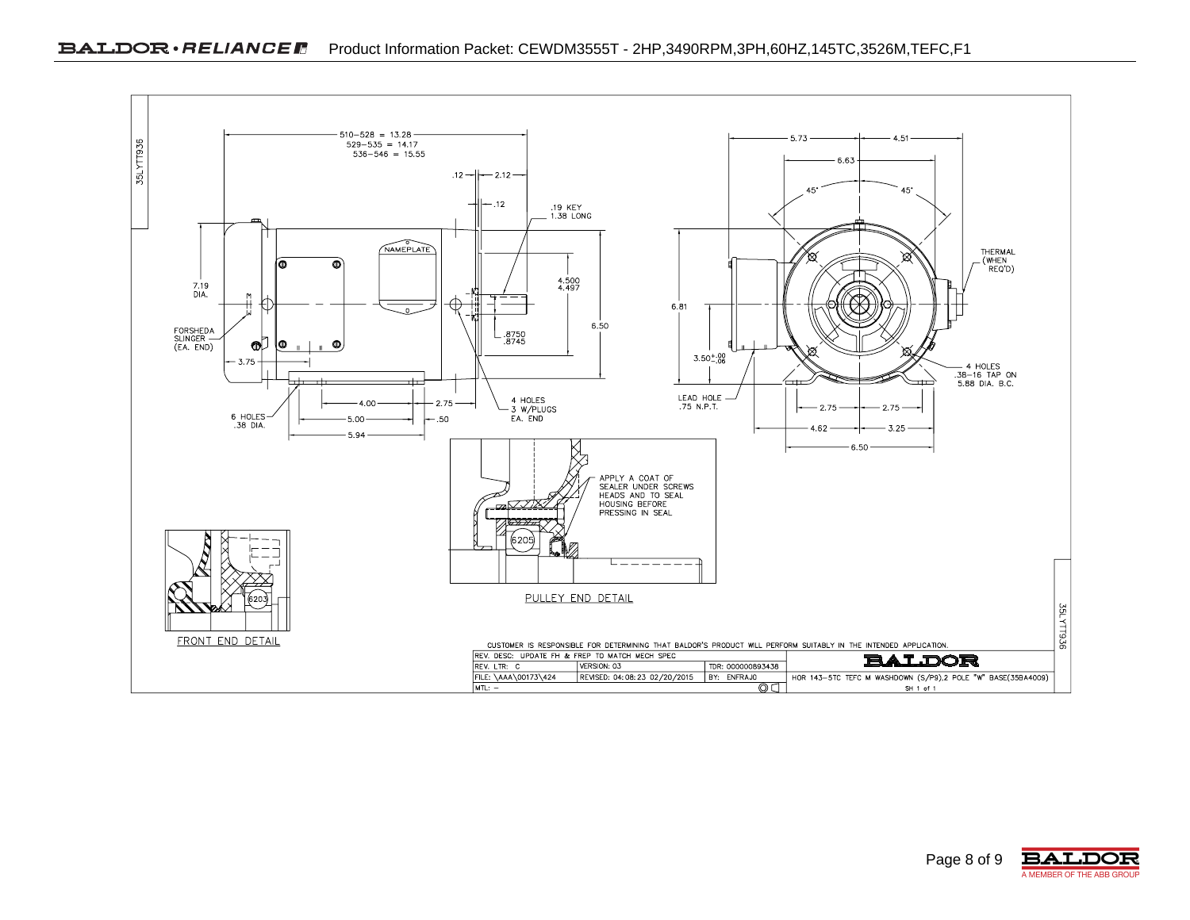35LYTT936

510–528 = 13.28
529–535 = 14.17
536–546 = 15.55

.12 — 2.12

.12

.19 KEY
1.38 LONG

7.19
DIA.

NAMEPLATE

4.500
4.497

.8750
.8745

6.50

FORSHEDA
SLINGER
(EA. END)

3.75

4.00 — 2.75

6 HOLES
.38 DIA.

5.00 — .50

5.94

4 HOLES
3 W/PLUGS
EA. END

5.73 — 4.51

6.63

45° 45°

THERMAL
(WHEN
REQ'D)

6.81

$3.50^{+.00}_{-.06}$

LEAD HOLE
.75 N.P.T.

4 HOLES
.38–16 TAP ON
5.88 DIA. B.C.

2.75 — 2.75

4.62 — 3.25

6.50

APPLY A COAT OF SEALER UNDER SCREWS HEADS AND TO SEAL HOUSING BEFORE PRESSING IN SEAL

6205

PULLEY END DETAIL

6203

FRONT END DETAIL

CUSTOMER IS RESPONSIBLE FOR DETERMINING THAT BALDOR'S PRODUCT WILL PERFORM SUITABLY IN THE INTENDED APPLICATION.

| REV. DESC: UPDATE FH & FREP TO MATCH MECH SPEC | | | BALDOR |
|---|---|---|---|
| REV. LTR: C | VERSION: 03 | TDR: 000000893438 | |
| FILE: \AAA\00173\424 | REVISED: 04:08:23 02/20/2015 | BY: ENFRAJ0 | HOR 143–5TC TEFC M WASHDOWN (S/P9),2 POLE "W" BASE(35BA4009) |
| MTL: – | | | SH 1 of 1 |

35LYTT936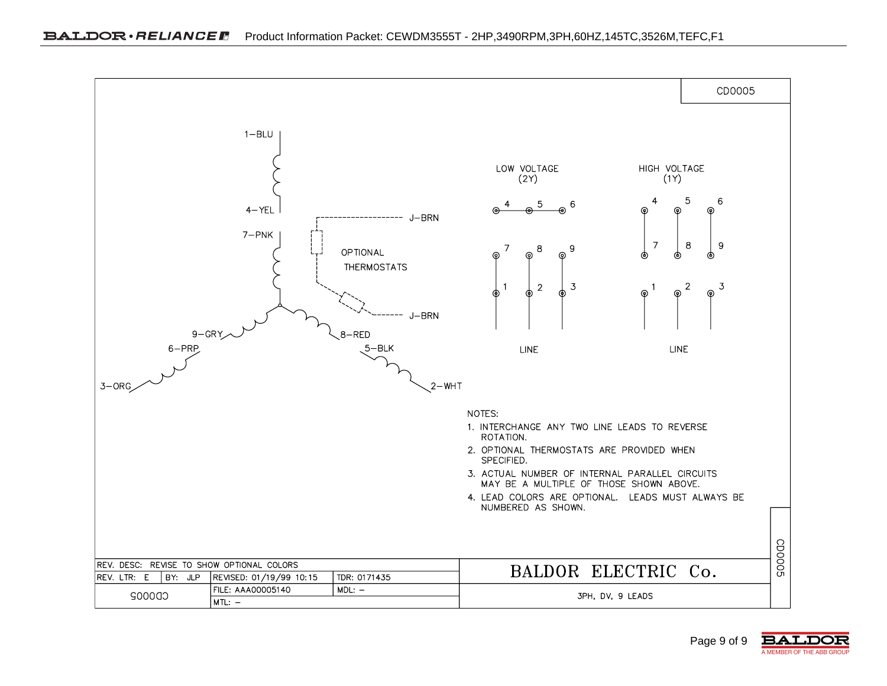CD0005

1-BLU
4-YEL
7-PNK
9-GRY
8-RED
6-PRP
5-BLK
3-ORG
2-WHT
J-BRN
J-BRN
OPTIONAL THERMOSTATS

LOW VOLTAGE (2Y)
4 5 6
7 8 9
1 2 3
LINE

HIGH VOLTAGE (1Y)
4 5 6
7 8 9
1 2 3
LINE

NOTES:

1. INTERCHANGE ANY TWO LINE LEADS TO REVERSE ROTATION.
2. OPTIONAL THERMOSTATS ARE PROVIDED WHEN SPECIFIED.
3. ACTUAL NUMBER OF INTERNAL PARALLEL CIRCUITS MAY BE A MULTIPLE OF THOSE SHOWN ABOVE.
4. LEAD COLORS ARE OPTIONAL. LEADS MUST ALWAYS BE NUMBERED AS SHOWN.

| | | | |
|---|---|---|---|
| REV. DESC: REVISE TO SHOW OPTIONAL COLORS | | | BALDOR ELECTRIC Co. |
| REV. LTR: E BY: JLP | REVISED: 01/19/99 10:15 | TDR: 0171435 | |
| CD0005 | FILE: AAA00005140 | MDL: – | 3PH, DV, 9 LEADS |
| | MTL: – | | |

CD0005